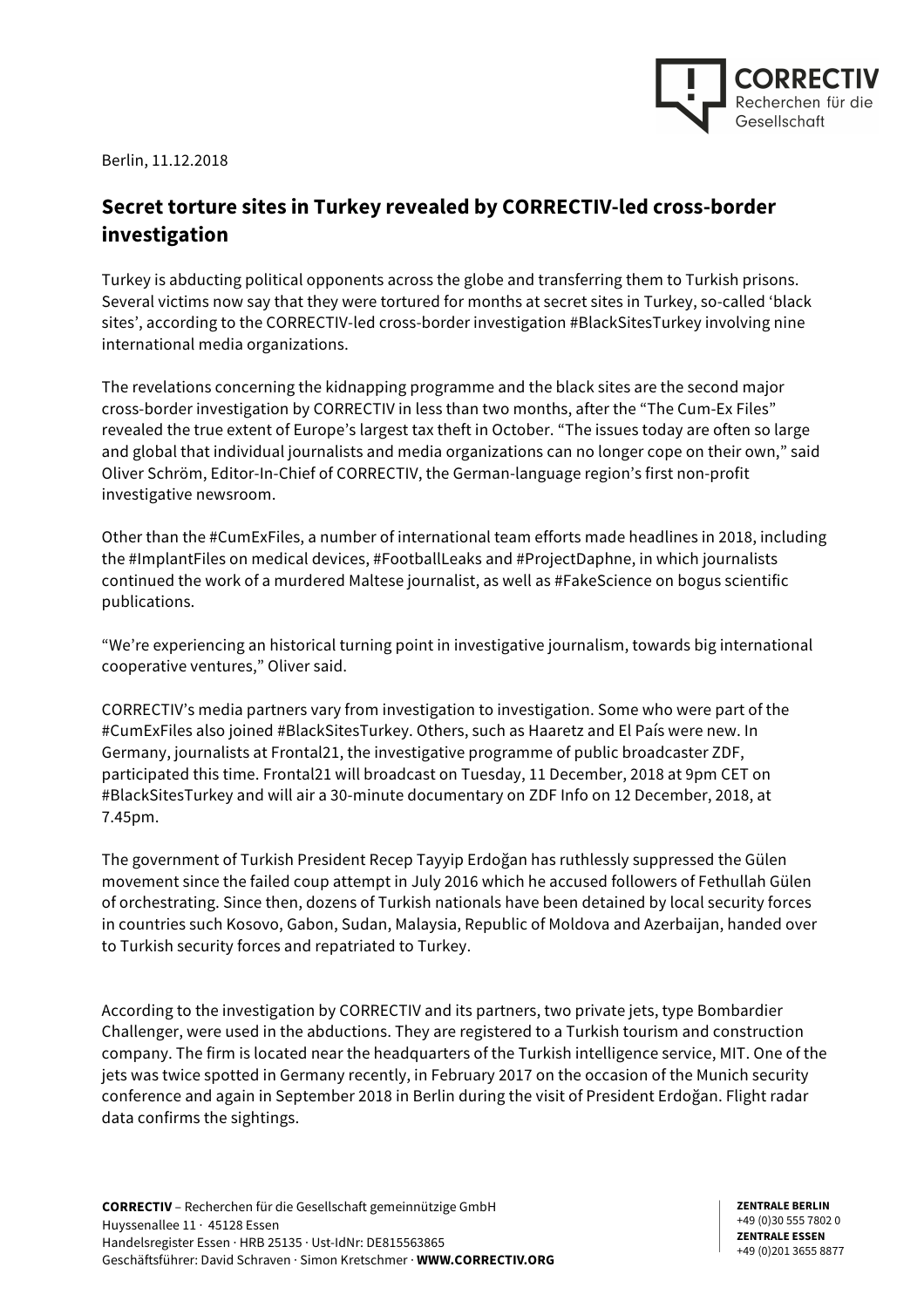Berlin, 11.12.2018

# Secret torture sites in Turkey revealed by CORRECTIV-led cross-border investigation

Turkey is abducting political opponents across the globe and transferring them to Turkish prisons. Several victims now say that they were tortured for months at secret sites in Turkey, so-called 'black sites', according to the CORRECTIV-led cross-border investigation #BlackSitesTurkey involving nine international media organizations.

The revelations concerning the kidnapping programme and the black sites are the second major cross-border investigation by CORRECTIV in less than two months, after the "The Cum-Ex Files" revealed the true extent of Europe's largest tax theft in October. "The issues today are often so large and global that individual journalists and media organizations can no longer cope on their own," said Oliver Schröm, Editor-In-Chief of CORRECTIV, the German-language region's first non-profit investigative newsroom.

Other than the #CumExFiles, a number of international team efforts made headlines in 2018, including the #ImplantFiles on medical devices, #FootballLeaks and #ProjectDaphne, in which journalists continued the work of a murdered Maltese journalist, as well as #FakeScience on bogus scientific publications.

"We're experiencing an historical turning point in investigative journalism, towards big international cooperative ventures," Oliver said.

CORRECTIV's media partners vary from investigation to investigation. Some who were part of the #CumExFiles also joined #BlackSitesTurkey. Others, such as Haaretz and El País were new. In Germany, journalists at Frontal21, the investigative programme of public broadcaster ZDF, participated this time. Frontal21 will broadcast on Tuesday, 11 December, 2018 at 9pm CET on #BlackSitesTurkey and will air a 30-minute documentary on ZDF Info on 12 December, 2018, at 7.45pm.

The government of Turkish President Recep Tayyip Erdoğan has ruthlessly suppressed the Gülen movement since the failed coup attempt in July 2016 which he accused followers of Fethullah Gülen of orchestrating. Since then, dozens of Turkish nationals have been detained by local security forces in countries such Kosovo, Gabon, Sudan, Malaysia, Republic of Moldova and Azerbaijan, handed over to Turkish security forces and repatriated to Turkey.

According to the investigation by CORRECTIV and its partners, two private jets, type Bombardier Challenger, were used in the abductions. They are registered to a Turkish tourism and construction company. The firm is located near the headquarters of the Turkish intelligence service, MIT. One of the jets was twice spotted in Germany recently, in February 2017 on the occasion of the Munich security conference and again in September 2018 in Berlin during the visit of President Erdoğan. Flight radar data confirms the sightings.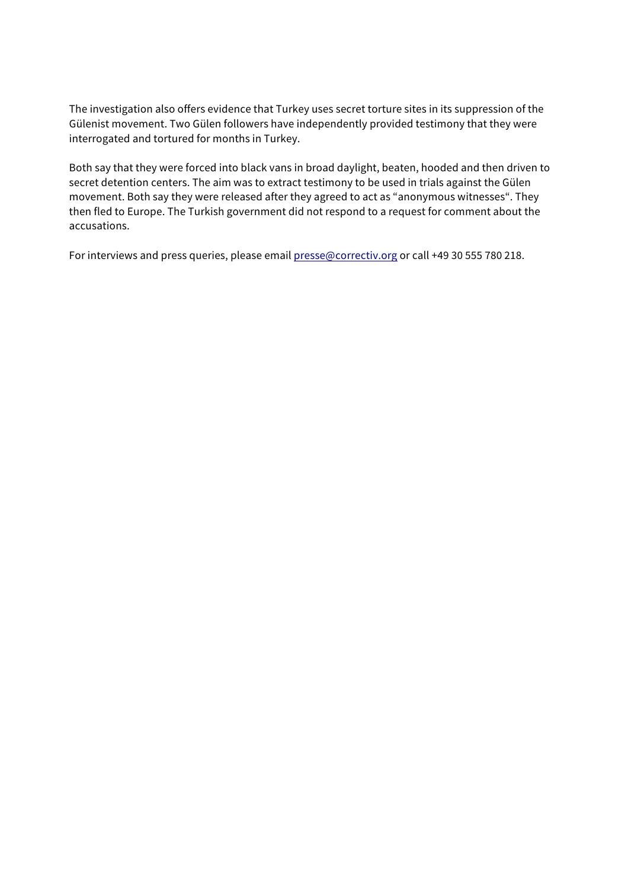The investigation also offers evidence that Turkey uses secret torture sites in its suppression of the Gülenist movement. Two Gülen followers have independently provided testimony that they were interrogated and tortured for months in Turkey.

Both say that they were forced into black vans in broad daylight, beaten, hooded and then driven to secret detention centers. The aim was to extract testimony to be used in trials against the Gülen movement. Both say they were released after they agreed to act as "anonymous witnesses". They then fled to Europe. The Turkish government did not respond to a request for comment about the accusations.

For interviews and press queries, please email [presse@correctiv.org](mailto:presse@correctiv.org) or call +49 30 555 780 218.